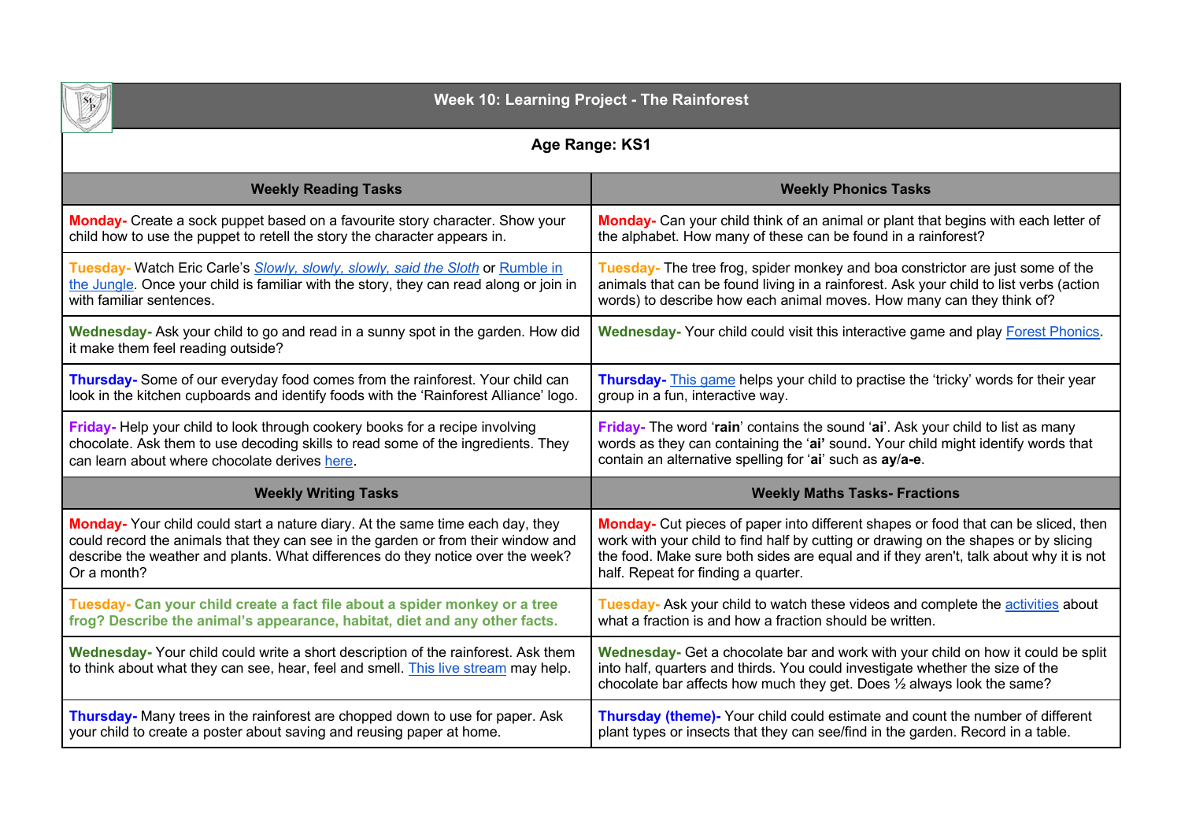# Week 10: Learning Project - The Rainforest

**Age Range: KS1**

| Weekly Reading Tasks | Weekly Phonics Tasks |
|---|---|
| **Monday-** Create a sock puppet based on a favourite story character. Show your child how to use the puppet to retell the story the character appears in. | **Monday-** Can your child think of an animal or plant that begins with each letter of the alphabet. How many of these can be found in a rainforest? |
| **Tuesday-** Watch Eric Carle's *Slowly, slowly, slowly, said the Sloth* or Rumble in the Jungle. Once your child is familiar with the story, they can read along or join in with familiar sentences. | **Tuesday-** The tree frog, spider monkey and boa constrictor are just some of the animals that can be found living in a rainforest. Ask your child to list verbs (action words) to describe how each animal moves. How many can they think of? |
| **Wednesday-** Ask your child to go and read in a sunny spot in the garden. How did it make them feel reading outside? | **Wednesday-** Your child could visit this interactive game and play Forest Phonics. |
| **Thursday-** Some of our everyday food comes from the rainforest. Your child can look in the kitchen cupboards and identify foods with the 'Rainforest Alliance' logo. | **Thursday-** This game helps your child to practise the 'tricky' words for their year group in a fun, interactive way. |
| **Friday-** Help your child to look through cookery books for a recipe involving chocolate. Ask them to use decoding skills to read some of the ingredients. They can learn about where chocolate derives here. | **Friday-** The word '**rain**' contains the sound '**ai**'. Ask your child to list as many words as they can containing the '**ai'** sound**.** Your child might identify words that contain an alternative spelling for '**ai**' such as **ay**/**a-e**. |
| **Weekly Writing Tasks** | **Weekly Maths Tasks- Fractions** |
| **Monday-** Your child could start a nature diary. At the same time each day, they could record the animals that they can see in the garden or from their window and describe the weather and plants. What differences do they notice over the week? Or a month? | **Monday-** Cut pieces of paper into different shapes or food that can be sliced, then work with your child to find half by cutting or drawing on the shapes or by slicing the food. Make sure both sides are equal and if they aren't, talk about why it is not half. Repeat for finding a quarter. |
| **Tuesday- Can your child create a fact file about a spider monkey or a tree frog? Describe the animal's appearance, habitat, diet and any other facts.** | **Tuesday-** Ask your child to watch these videos and complete the activities about what a fraction is and how a fraction should be written. |
| **Wednesday-** Your child could write a short description of the rainforest. Ask them to think about what they can see, hear, feel and smell. This live stream may help. | **Wednesday-** Get a chocolate bar and work with your child on how it could be split into half, quarters and thirds. You could investigate whether the size of the chocolate bar affects how much they get. Does ½ always look the same? |
| **Thursday-** Many trees in the rainforest are chopped down to use for paper. Ask your child to create a poster about saving and reusing paper at home. | **Thursday (theme)-** Your child could estimate and count the number of different plant types or insects that they can see/find in the garden. Record in a table. |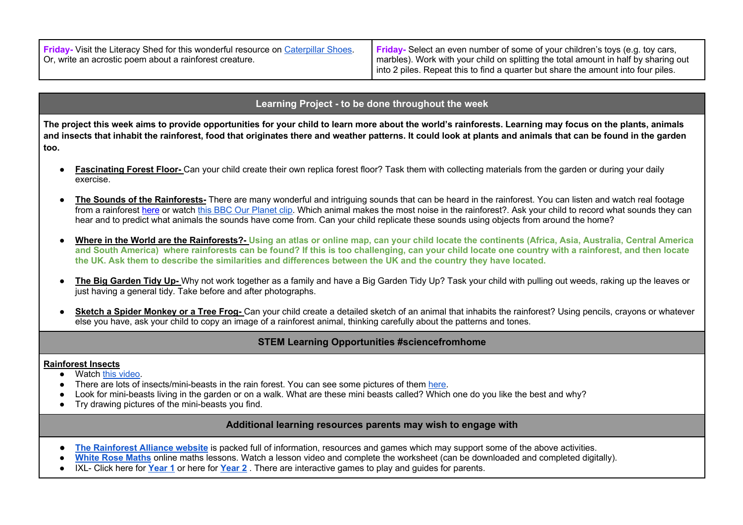| **Friday-** Visit the Literacy Shed for this wonderful resource on Caterpillar Shoes. Or, write an acrostic poem about a rainforest creature. | **Friday-** Select an even number of some of your children's toys (e.g. toy cars, marbles). Work with your child on splitting the total amount in half by sharing out into 2 piles. Repeat this to find a quarter but share the amount into four piles. |
| --- | --- |

## Learning Project - to be done throughout the week

**The project this week aims to provide opportunities for your child to learn more about the world's rainforests. Learning may focus on the plants, animals and insects that inhabit the rainforest, food that originates there and weather patterns. It could look at plants and animals that can be found in the garden too.**

- **Fascinating Forest Floor-** Can your child create their own replica forest floor? Task them with collecting materials from the garden or during your daily exercise.
- **The Sounds of the Rainforests-** There are many wonderful and intriguing sounds that can be heard in the rainforest. You can listen and watch real footage from a rainforest here or watch this BBC Our Planet clip. Which animal makes the most noise in the rainforest?. Ask your child to record what sounds they can hear and to predict what animals the sounds have come from. Can your child replicate these sounds using objects from around the home?
- **Where in the World are the Rainforests?-** **Using an atlas or online map, can your child locate the continents (Africa, Asia, Australia, Central America and South America) where rainforests can be found? If this is too challenging, can your child locate one country with a rainforest, and then locate the UK. Ask them to describe the similarities and differences between the UK and the country they have located.**
- **The Big Garden Tidy Up-** Why not work together as a family and have a Big Garden Tidy Up? Task your child with pulling out weeds, raking up the leaves or just having a general tidy. Take before and after photographs.
- **Sketch a Spider Monkey or a Tree Frog-** Can your child create a detailed sketch of an animal that inhabits the rainforest? Using pencils, crayons or whatever else you have, ask your child to copy an image of a rainforest animal, thinking carefully about the patterns and tones.

## STEM Learning Opportunities #sciencefromhome

**Rainforest Insects**

- Watch this video.
- There are lots of insects/mini-beasts in the rain forest. You can see some pictures of them here.
- Look for mini-beasts living in the garden or on a walk. What are these mini beasts called? Which one do you like the best and why?
- Try drawing pictures of the mini-beasts you find.

## Additional learning resources parents may wish to engage with

- **The Rainforest Alliance website** is packed full of information, resources and games which may support some of the above activities.
- **White Rose Maths** online maths lessons. Watch a lesson video and complete the worksheet (can be downloaded and completed digitally).
- IXL- Click here for **Year 1** or here for **Year 2** . There are interactive games to play and guides for parents.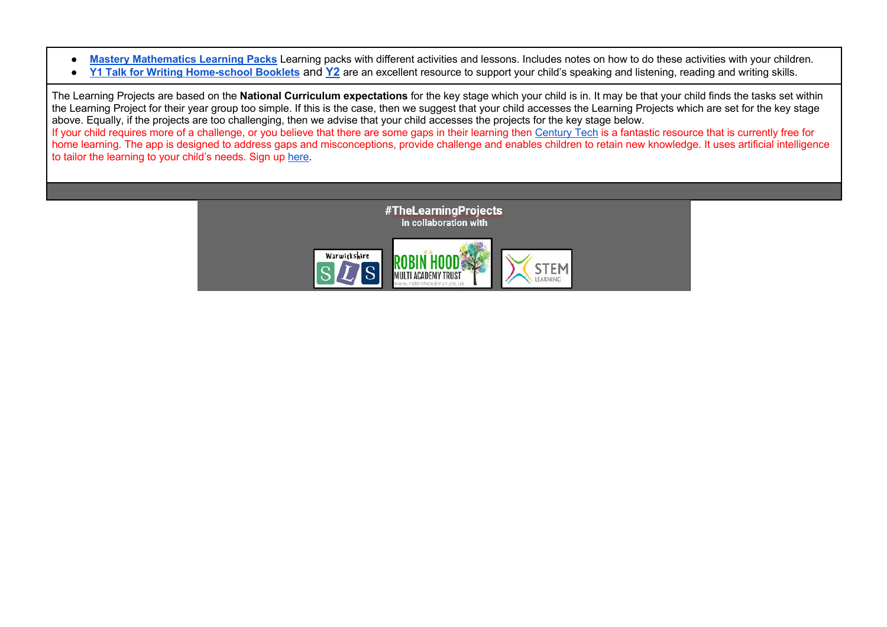- **Mastery Mathematics Learning Packs** Learning packs with different activities and lessons. Includes notes on how to do these activities with your children.
- **Y1 Talk for Writing Home-school Booklets** and **Y2** are an excellent resource to support your child's speaking and listening, reading and writing skills.

The Learning Projects are based on the **National Curriculum expectations** for the key stage which your child is in. It may be that your child finds the tasks set within the Learning Project for their year group too simple. If this is the case, then we suggest that your child accesses the Learning Projects which are set for the key stage above. Equally, if the projects are too challenging, then we advise that your child accesses the projects for the key stage below.

If your child requires more of a challenge, or you believe that there are some gaps in their learning then Century Tech is a fantastic resource that is currently free for home learning. The app is designed to address gaps and misconceptions, provide challenge and enables children to retain new knowledge. It uses artificial intelligence to tailor the learning to your child's needs. Sign up here.

**#TheLearningProjects**
**in collaboration with**

Warwickshire SLS

ROBIN HOOD MULTI ACADEMY TRUST
www.robinhoodmat.co.uk

STEM LEARNING